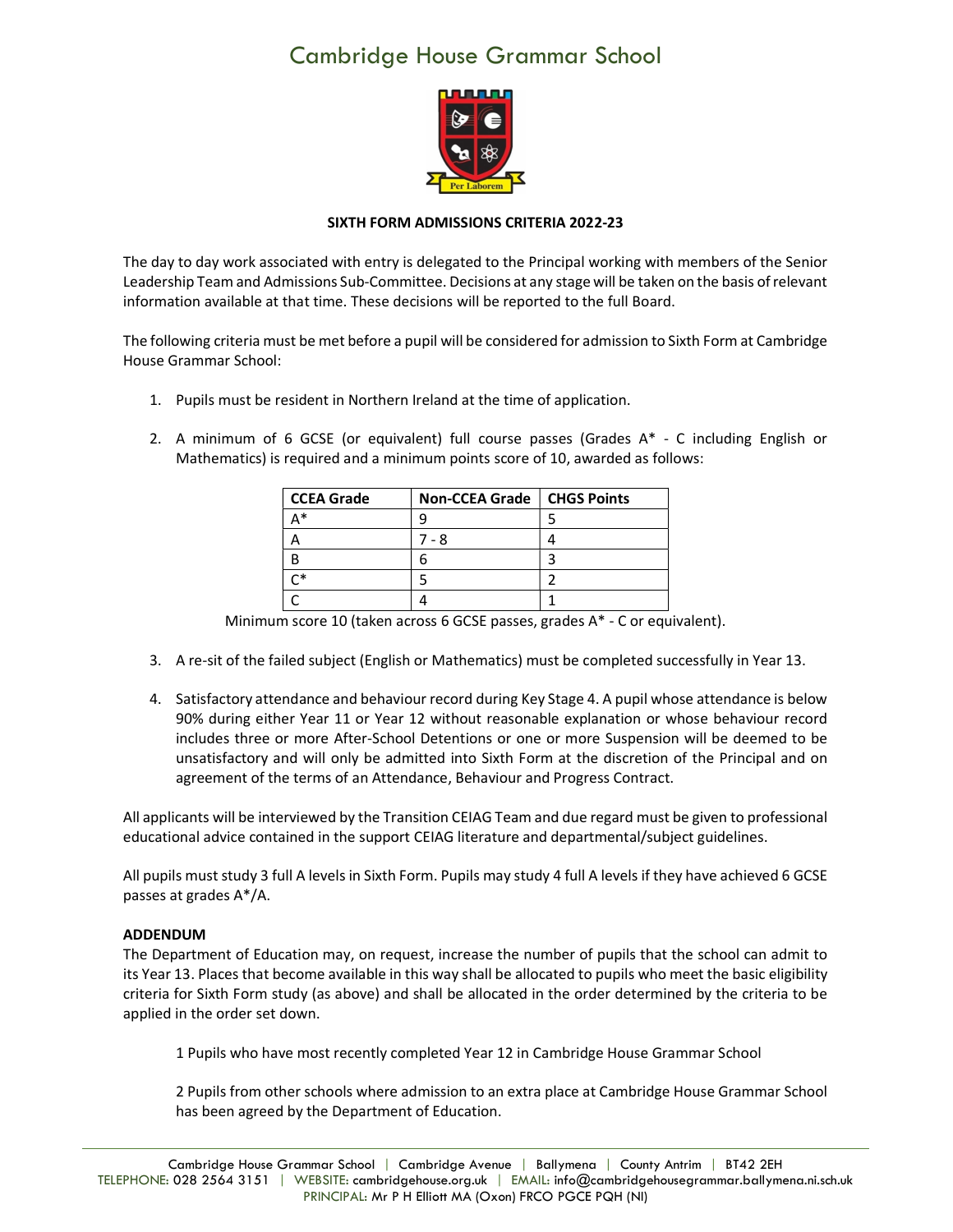# Cambridge House Grammar School

Per Laborem

**SIXTH FORM ADMISSIONS CRITERIA 2022-23**

The day to day work associated with entry is delegated to the Principal working with members of the Senior Leadership Team and Admissions Sub-Committee. Decisions at any stage will be taken on the basis of relevant information available at that time. These decisions will be reported to the full Board.

The following criteria must be met before a pupil will be considered for admission to Sixth Form at Cambridge House Grammar School:

1. Pupils must be resident in Northern Ireland at the time of application.

2. A minimum of 6 GCSE (or equivalent) full course passes (Grades A* - C including English or Mathematics) is required and a minimum points score of 10, awarded as follows:

| CCEA Grade | Non-CCEA Grade | CHGS Points |
|---|---|---|
| A* | 9 | 5 |
| A | 7 - 8 | 4 |
| B | 6 | 3 |
| C* | 5 | 2 |
| C | 4 | 1 |

Minimum score 10 (taken across 6 GCSE passes, grades A* - C or equivalent).

3. A re-sit of the failed subject (English or Mathematics) must be completed successfully in Year 13.

4. Satisfactory attendance and behaviour record during Key Stage 4. A pupil whose attendance is below 90% during either Year 11 or Year 12 without reasonable explanation or whose behaviour record includes three or more After-School Detentions or one or more Suspension will be deemed to be unsatisfactory and will only be admitted into Sixth Form at the discretion of the Principal and on agreement of the terms of an Attendance, Behaviour and Progress Contract.

All applicants will be interviewed by the Transition CEIAG Team and due regard must be given to professional educational advice contained in the support CEIAG literature and departmental/subject guidelines.

All pupils must study 3 full A levels in Sixth Form. Pupils may study 4 full A levels if they have achieved 6 GCSE passes at grades A*/A.

**ADDENDUM**

The Department of Education may, on request, increase the number of pupils that the school can admit to its Year 13. Places that become available in this way shall be allocated to pupils who meet the basic eligibility criteria for Sixth Form study (as above) and shall be allocated in the order determined by the criteria to be applied in the order set down.

1 Pupils who have most recently completed Year 12 in Cambridge House Grammar School

2 Pupils from other schools where admission to an extra place at Cambridge House Grammar School has been agreed by the Department of Education.

Cambridge House Grammar School | Cambridge Avenue | Ballymena | County Antrim | BT42 2EH
TELEPHONE: 028 2564 3151 | WEBSITE: cambridgehouse.org.uk | EMAIL: info@cambridgehousegrammar.ballymena.ni.sch.uk
PRINCIPAL: Mr P H Elliott MA (Oxon) FRCO PGCE PQH (NI)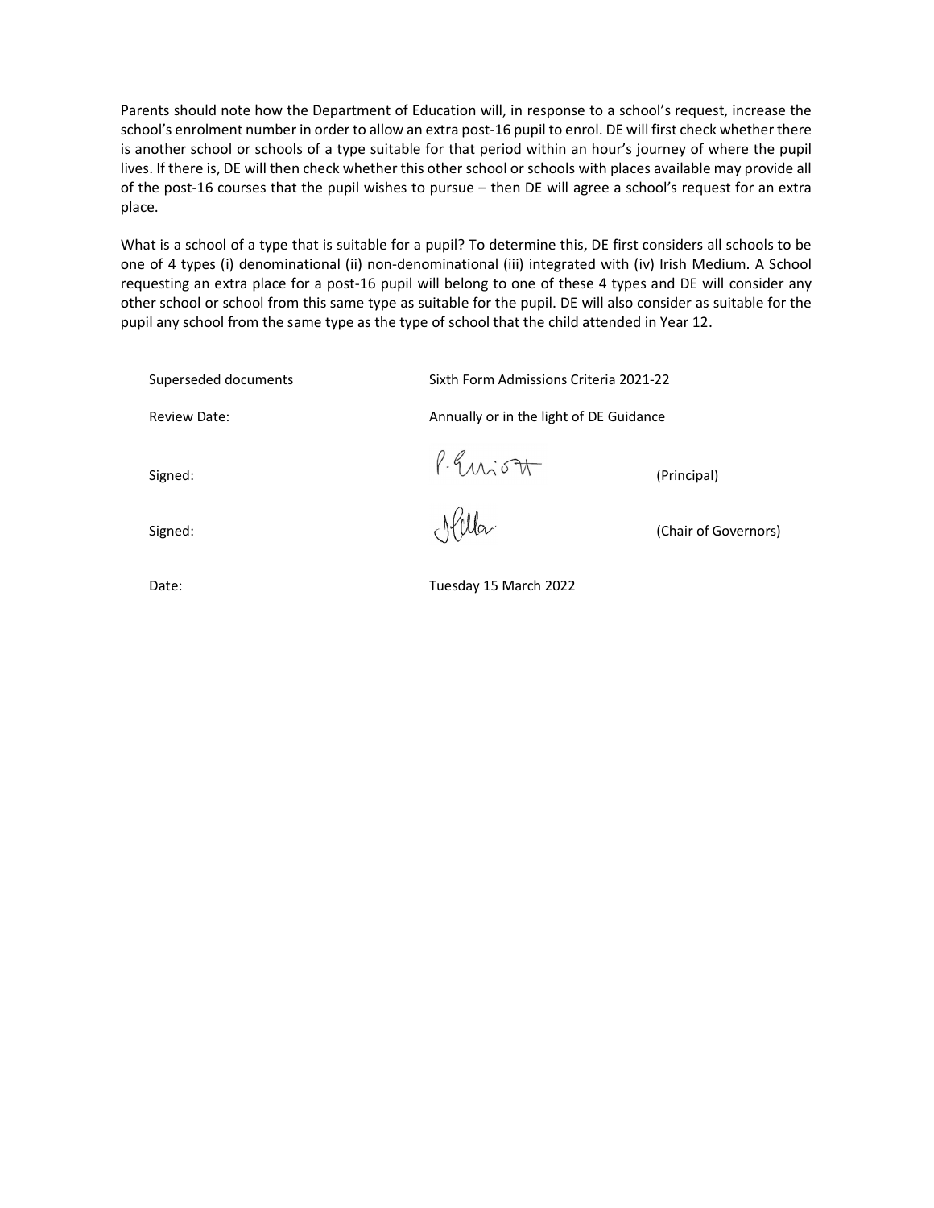Parents should note how the Department of Education will, in response to a school's request, increase the school's enrolment number in order to allow an extra post-16 pupil to enrol. DE will first check whether there is another school or schools of a type suitable for that period within an hour's journey of where the pupil lives. If there is, DE will then check whether this other school or schools with places available may provide all of the post-16 courses that the pupil wishes to pursue – then DE will agree a school's request for an extra place.

What is a school of a type that is suitable for a pupil? To determine this, DE first considers all schools to be one of 4 types (i) denominational (ii) non-denominational (iii) integrated with (iv) Irish Medium. A School requesting an extra place for a post-16 pupil will belong to one of these 4 types and DE will consider any other school or school from this same type as suitable for the pupil. DE will also consider as suitable for the pupil any school from the same type as the type of school that the child attended in Year 12.

| | | |
|---|---|---|
| Superseded documents | Sixth Form Admissions Criteria 2021-22 | |
| Review Date: | Annually or in the light of DE Guidance | |
| Signed: | P. Elliott | (Principal) |
| Signed: | [signature] | (Chair of Governors) |
| Date: | Tuesday 15 March 2022 | |